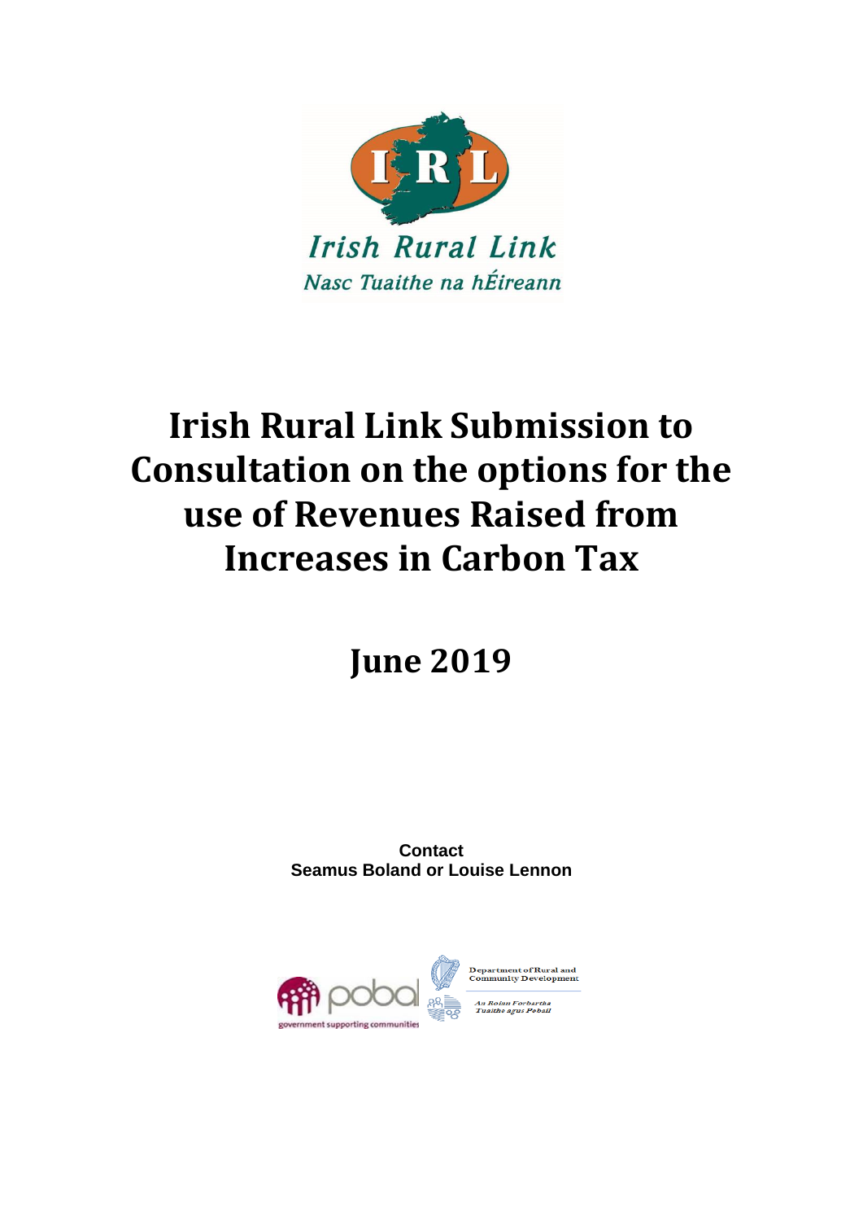Irish Rural Link

*Nasc Tuaithe na hÉireann*

# Irish Rural Link Submission to Consultation on the options for the use of Revenues Raised from Increases in Carbon Tax

## June 2019

**Contact**
**Seamus Boland or Louise Lennon**

pobal
government supporting communities

Department of Rural and Community Development
*An Roinn Forbartha Tuaithe agus Pobail*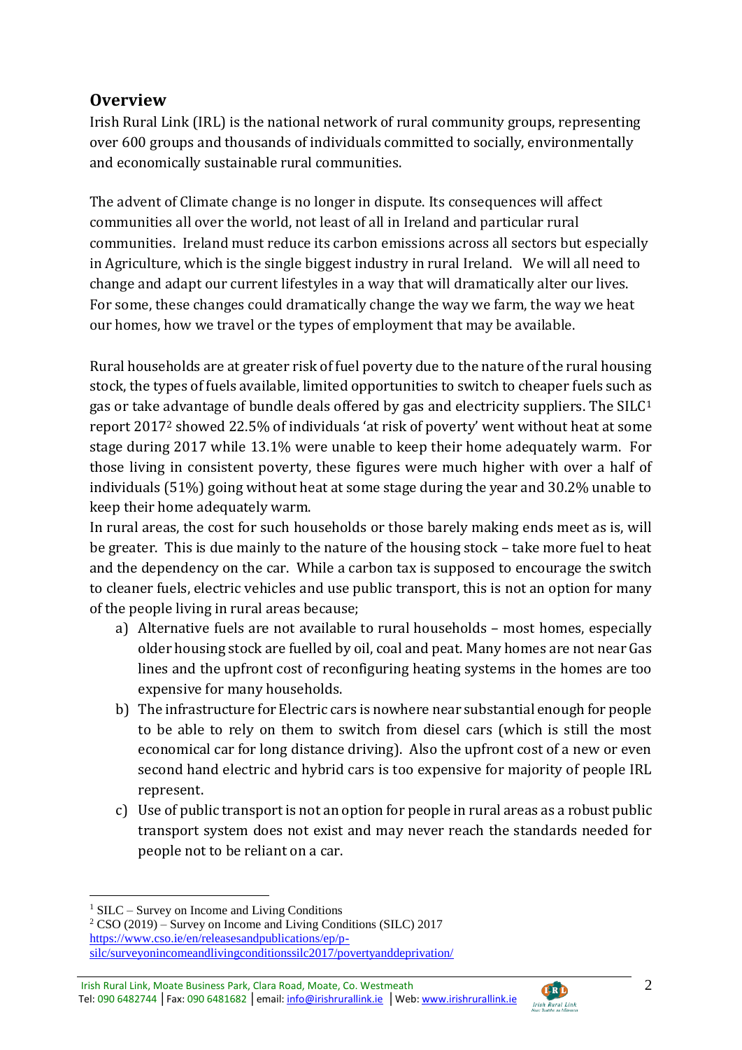## Overview

Irish Rural Link (IRL) is the national network of rural community groups, representing over 600 groups and thousands of individuals committed to socially, environmentally and economically sustainable rural communities.

The advent of Climate change is no longer in dispute. Its consequences will affect communities all over the world, not least of all in Ireland and particular rural communities. Ireland must reduce its carbon emissions across all sectors but especially in Agriculture, which is the single biggest industry in rural Ireland. We will all need to change and adapt our current lifestyles in a way that will dramatically alter our lives. For some, these changes could dramatically change the way we farm, the way we heat our homes, how we travel or the types of employment that may be available.

Rural households are at greater risk of fuel poverty due to the nature of the rural housing stock, the types of fuels available, limited opportunities to switch to cheaper fuels such as gas or take advantage of bundle deals offered by gas and electricity suppliers. The SILC[1] report 2017[2] showed 22.5% of individuals 'at risk of poverty' went without heat at some stage during 2017 while 13.1% were unable to keep their home adequately warm. For those living in consistent poverty, these figures were much higher with over a half of individuals (51%) going without heat at some stage during the year and 30.2% unable to keep their home adequately warm.

In rural areas, the cost for such households or those barely making ends meet as is, will be greater. This is due mainly to the nature of the housing stock – take more fuel to heat and the dependency on the car. While a carbon tax is supposed to encourage the switch to cleaner fuels, electric vehicles and use public transport, this is not an option for many of the people living in rural areas because;

a) Alternative fuels are not available to rural households – most homes, especially older housing stock are fuelled by oil, coal and peat. Many homes are not near Gas lines and the upfront cost of reconfiguring heating systems in the homes are too expensive for many households.
b) The infrastructure for Electric cars is nowhere near substantial enough for people to be able to rely on them to switch from diesel cars (which is still the most economical car for long distance driving). Also the upfront cost of a new or even second hand electric and hybrid cars is too expensive for majority of people IRL represent.
c) Use of public transport is not an option for people in rural areas as a robust public transport system does not exist and may never reach the standards needed for people not to be reliant on a car.

---

[1] SILC – Survey on Income and Living Conditions

[2] CSO (2019) – Survey on Income and Living Conditions (SILC) 2017 https://www.cso.ie/en/releasesandpublications/ep/p-silc/surveyonincomeandlivingconditionssilc2017/povertyanddeprivation/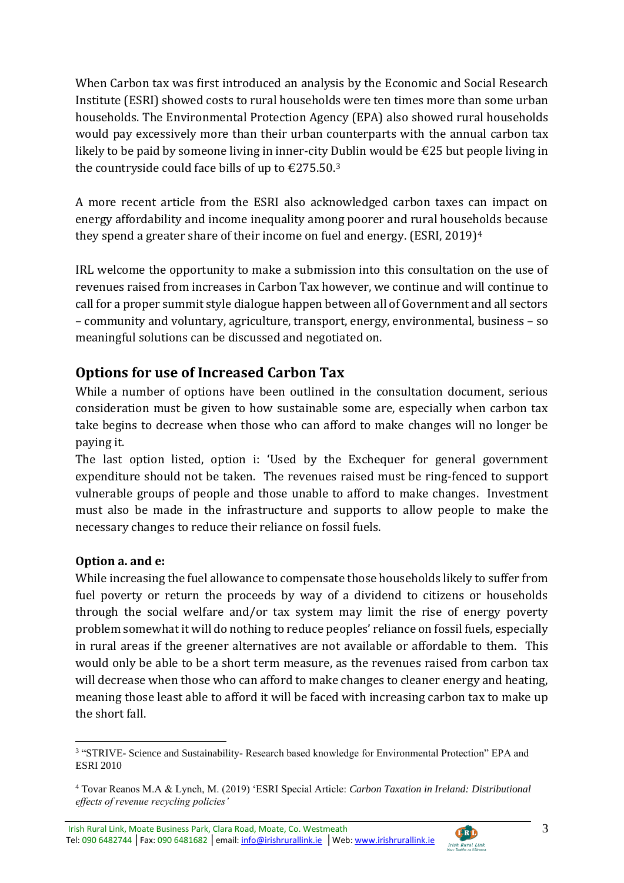When Carbon tax was first introduced an analysis by the Economic and Social Research Institute (ESRI) showed costs to rural households were ten times more than some urban households. The Environmental Protection Agency (EPA) also showed rural households would pay excessively more than their urban counterparts with the annual carbon tax likely to be paid by someone living in inner-city Dublin would be €25 but people living in the countryside could face bills of up to €275.50.[3]

A more recent article from the ESRI also acknowledged carbon taxes can impact on energy affordability and income inequality among poorer and rural households because they spend a greater share of their income on fuel and energy. (ESRI, 2019)[4]

IRL welcome the opportunity to make a submission into this consultation on the use of revenues raised from increases in Carbon Tax however, we continue and will continue to call for a proper summit style dialogue happen between all of Government and all sectors – community and voluntary, agriculture, transport, energy, environmental, business – so meaningful solutions can be discussed and negotiated on.

## Options for use of Increased Carbon Tax

While a number of options have been outlined in the consultation document, serious consideration must be given to how sustainable some are, especially when carbon tax take begins to decrease when those who can afford to make changes will no longer be paying it.

The last option listed, option i: 'Used by the Exchequer for general government expenditure should not be taken. The revenues raised must be ring-fenced to support vulnerable groups of people and those unable to afford to make changes. Investment must also be made in the infrastructure and supports to allow people to make the necessary changes to reduce their reliance on fossil fuels.

**Option a. and e:**

While increasing the fuel allowance to compensate those households likely to suffer from fuel poverty or return the proceeds by way of a dividend to citizens or households through the social welfare and/or tax system may limit the rise of energy poverty problem somewhat it will do nothing to reduce peoples' reliance on fossil fuels, especially in rural areas if the greener alternatives are not available or affordable to them. This would only be able to be a short term measure, as the revenues raised from carbon tax will decrease when those who can afford to make changes to cleaner energy and heating, meaning those least able to afford it will be faced with increasing carbon tax to make up the short fall.

---

[3] "STRIVE- Science and Sustainability- Research based knowledge for Environmental Protection" EPA and ESRI 2010

[4] Tovar Reanos M.A & Lynch, M. (2019) 'ESRI Special Article: *Carbon Taxation in Ireland: Distributional effects of revenue recycling policies'*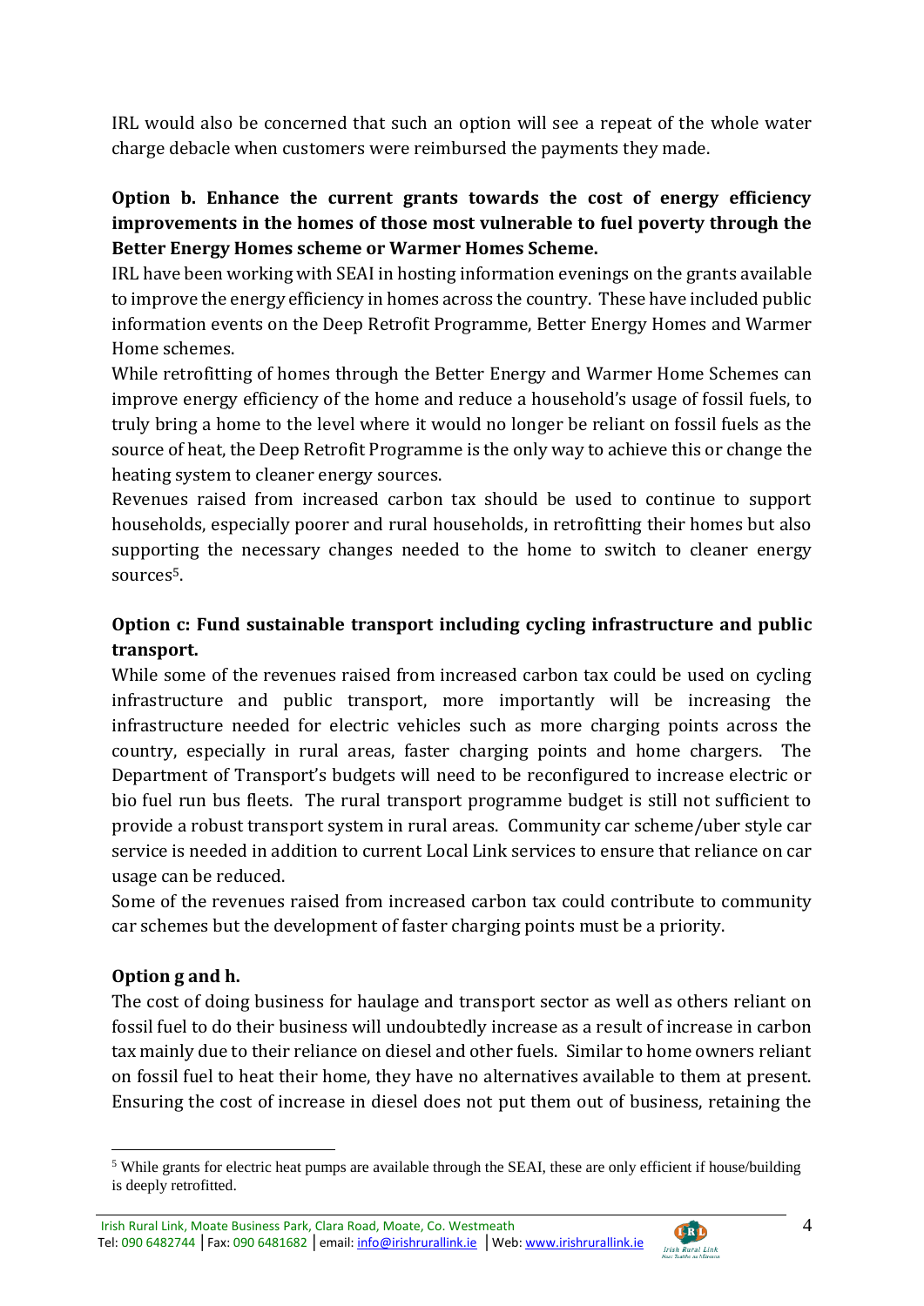IRL would also be concerned that such an option will see a repeat of the whole water charge debacle when customers were reimbursed the payments they made.

**Option b. Enhance the current grants towards the cost of energy efficiency improvements in the homes of those most vulnerable to fuel poverty through the Better Energy Homes scheme or Warmer Homes Scheme.**

IRL have been working with SEAI in hosting information evenings on the grants available to improve the energy efficiency in homes across the country. These have included public information events on the Deep Retrofit Programme, Better Energy Homes and Warmer Home schemes.

While retrofitting of homes through the Better Energy and Warmer Home Schemes can improve energy efficiency of the home and reduce a household's usage of fossil fuels, to truly bring a home to the level where it would no longer be reliant on fossil fuels as the source of heat, the Deep Retrofit Programme is the only way to achieve this or change the heating system to cleaner energy sources.

Revenues raised from increased carbon tax should be used to continue to support households, especially poorer and rural households, in retrofitting their homes but also supporting the necessary changes needed to the home to switch to cleaner energy sources[5].

**Option c: Fund sustainable transport including cycling infrastructure and public transport.**

While some of the revenues raised from increased carbon tax could be used on cycling infrastructure and public transport, more importantly will be increasing the infrastructure needed for electric vehicles such as more charging points across the country, especially in rural areas, faster charging points and home chargers. The Department of Transport's budgets will need to be reconfigured to increase electric or bio fuel run bus fleets. The rural transport programme budget is still not sufficient to provide a robust transport system in rural areas. Community car scheme/uber style car service is needed in addition to current Local Link services to ensure that reliance on car usage can be reduced.

Some of the revenues raised from increased carbon tax could contribute to community car schemes but the development of faster charging points must be a priority.

**Option g and h.**

The cost of doing business for haulage and transport sector as well as others reliant on fossil fuel to do their business will undoubtedly increase as a result of increase in carbon tax mainly due to their reliance on diesel and other fuels. Similar to home owners reliant on fossil fuel to heat their home, they have no alternatives available to them at present. Ensuring the cost of increase in diesel does not put them out of business, retaining the

[5] While grants for electric heat pumps are available through the SEAI, these are only efficient if house/building is deeply retrofitted.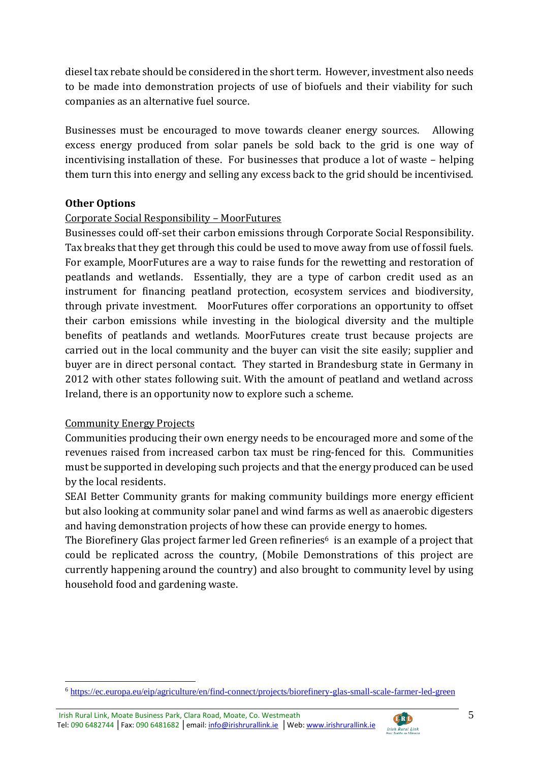diesel tax rebate should be considered in the short term. However, investment also needs to be made into demonstration projects of use of biofuels and their viability for such companies as an alternative fuel source.

Businesses must be encouraged to move towards cleaner energy sources. Allowing excess energy produced from solar panels be sold back to the grid is one way of incentivising installation of these. For businesses that produce a lot of waste – helping them turn this into energy and selling any excess back to the grid should be incentivised.

**Other Options**

Corporate Social Responsibility – MoorFutures

Businesses could off-set their carbon emissions through Corporate Social Responsibility. Tax breaks that they get through this could be used to move away from use of fossil fuels. For example, MoorFutures are a way to raise funds for the rewetting and restoration of peatlands and wetlands. Essentially, they are a type of carbon credit used as an instrument for financing peatland protection, ecosystem services and biodiversity, through private investment. MoorFutures offer corporations an opportunity to offset their carbon emissions while investing in the biological diversity and the multiple benefits of peatlands and wetlands. MoorFutures create trust because projects are carried out in the local community and the buyer can visit the site easily; supplier and buyer are in direct personal contact. They started in Brandesburg state in Germany in 2012 with other states following suit. With the amount of peatland and wetland across Ireland, there is an opportunity now to explore such a scheme.

Community Energy Projects

Communities producing their own energy needs to be encouraged more and some of the revenues raised from increased carbon tax must be ring-fenced for this. Communities must be supported in developing such projects and that the energy produced can be used by the local residents.

SEAI Better Community grants for making community buildings more energy efficient but also looking at community solar panel and wind farms as well as anaerobic digesters and having demonstration projects of how these can provide energy to homes.

The Biorefinery Glas project farmer led Green refineries[6] is an example of a project that could be replicated across the country, (Mobile Demonstrations of this project are currently happening around the country) and also brought to community level by using household food and gardening waste.

[6] https://ec.europa.eu/eip/agriculture/en/find-connect/projects/biorefinery-glas-small-scale-farmer-led-green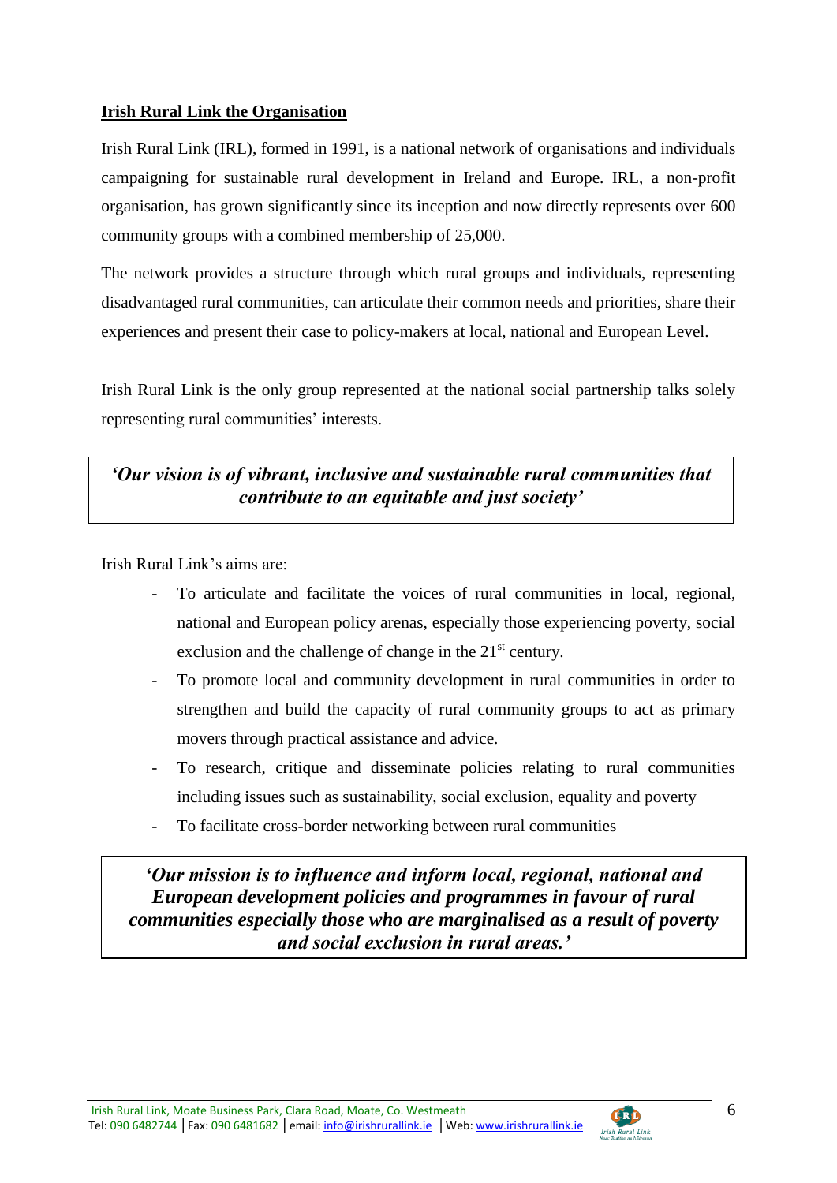**Irish Rural Link the Organisation**

Irish Rural Link (IRL), formed in 1991, is a national network of organisations and individuals campaigning for sustainable rural development in Ireland and Europe. IRL, a non-profit organisation, has grown significantly since its inception and now directly represents over 600 community groups with a combined membership of 25,000.

The network provides a structure through which rural groups and individuals, representing disadvantaged rural communities, can articulate their common needs and priorities, share their experiences and present their case to policy-makers at local, national and European Level.

Irish Rural Link is the only group represented at the national social partnership talks solely representing rural communities' interests.

> ***'Our vision is of vibrant, inclusive and sustainable rural communities that contribute to an equitable and just society'***

Irish Rural Link's aims are:

- To articulate and facilitate the voices of rural communities in local, regional, national and European policy arenas, especially those experiencing poverty, social exclusion and the challenge of change in the 21st century.
- To promote local and community development in rural communities in order to strengthen and build the capacity of rural community groups to act as primary movers through practical assistance and advice.
- To research, critique and disseminate policies relating to rural communities including issues such as sustainability, social exclusion, equality and poverty
- To facilitate cross-border networking between rural communities

> ***'Our mission is to influence and inform local, regional, national and European development policies and programmes in favour of rural communities especially those who are marginalised as a result of poverty and social exclusion in rural areas.'***

Irish Rural Link, Moate Business Park, Clara Road, Moate, Co. Westmeath
Tel: 090 6482744 | Fax: 090 6481682 | email: info@irishrurallink.ie | Web: www.irishrurallink.ie